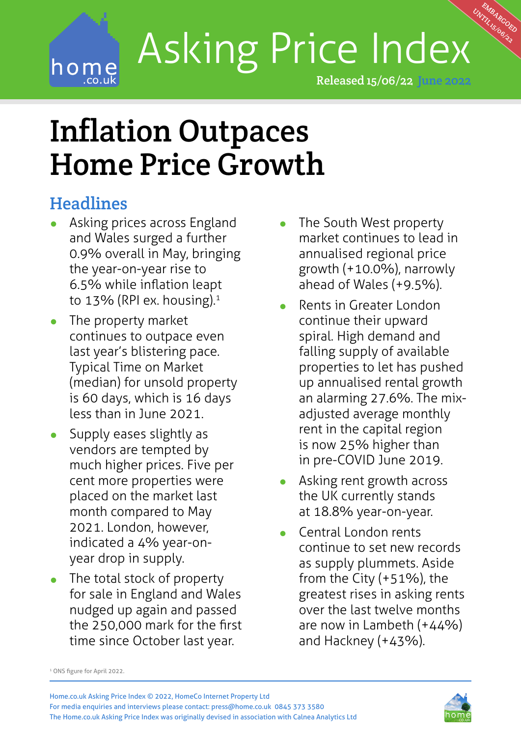# Asking Price Index

Released 15/06/22 June 2022

EMBARGOED UNTIL 15/06/22

# Inflation Outpaces Home Price Growth

## Headlines

- Asking prices across England and Wales surged a further 0.9% overall in May, bringing the year-on-year rise to 6.5% while inflation leapt to 13% (RPI ex. housing).[1]
- The property market continues to outpace even last year's blistering pace. Typical Time on Market (median) for unsold property is 60 days, which is 16 days less than in June 2021.
- Supply eases slightly as vendors are tempted by much higher prices. Five per cent more properties were placed on the market last month compared to May 2021. London, however, indicated a 4% year-on-year drop in supply.
- The total stock of property for sale in England and Wales nudged up again and passed the 250,000 mark for the first time since October last year.
- The South West property market continues to lead in annualised regional price growth (+10.0%), narrowly ahead of Wales (+9.5%).
- Rents in Greater London continue their upward spiral. High demand and falling supply of available properties to let has pushed up annualised rental growth an alarming 27.6%. The mix-adjusted average monthly rent in the capital region is now 25% higher than in pre-COVID June 2019.
- Asking rent growth across the UK currently stands at 18.8% year-on-year.
- Central London rents continue to set new records as supply plummets. Aside from the City (+51%), the greatest rises in asking rents over the last twelve months are now in Lambeth (+44%) and Hackney (+43%).

[1] ONS figure for April 2022.

Home.co.uk Asking Price Index © 2022, HomeCo Internet Property Ltd
For media enquiries and interviews please contact: press@home.co.uk 0845 373 3580
The Home.co.uk Asking Price Index was originally devised in association with Calnea Analytics Ltd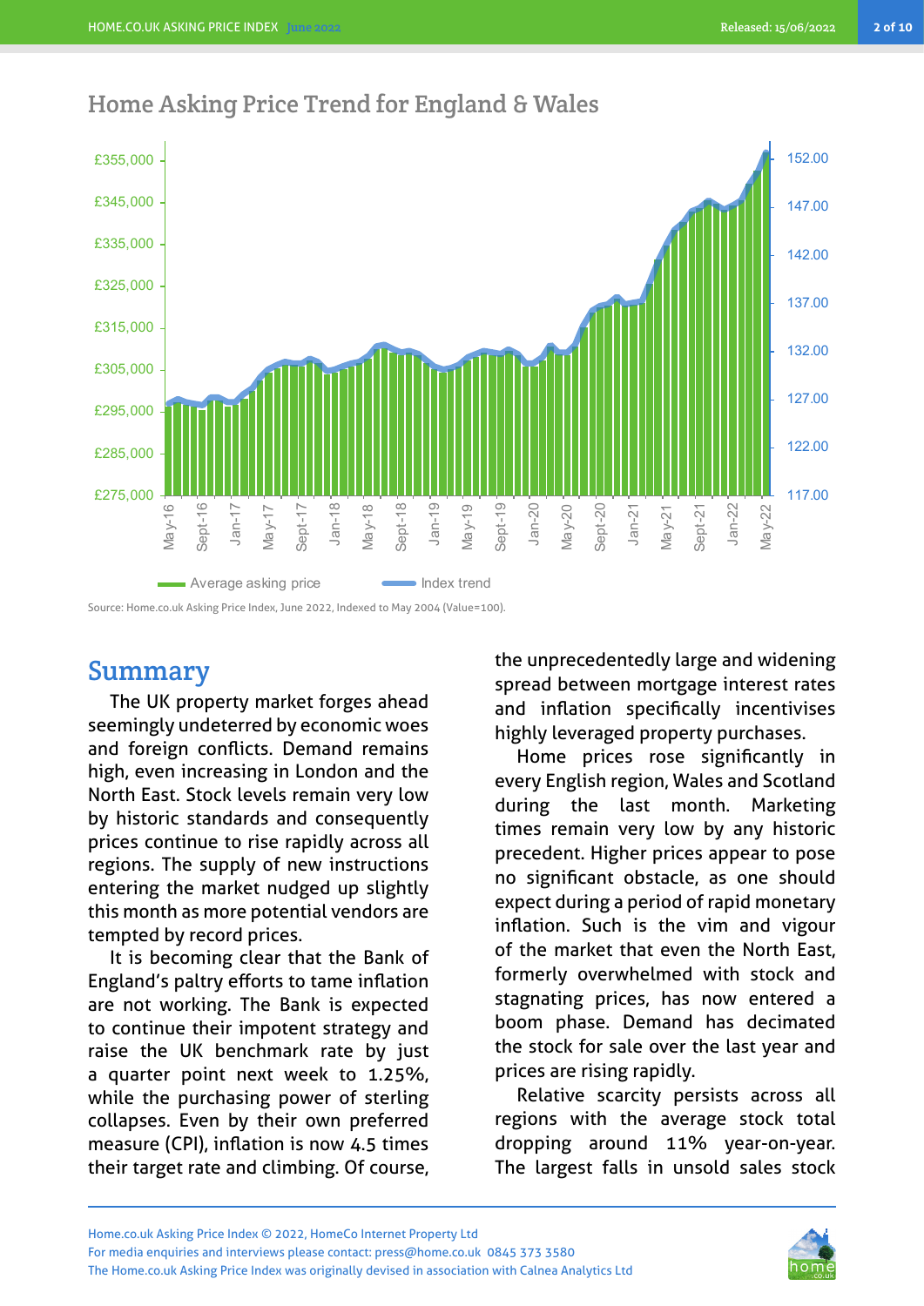## Home Asking Price Trend for England & Wales

Source: Home.co.uk Asking Price Index, June 2022, Indexed to May 2004 (Value=100).

## Summary

The UK property market forges ahead seemingly undeterred by economic woes and foreign conflicts. Demand remains high, even increasing in London and the North East. Stock levels remain very low by historic standards and consequently prices continue to rise rapidly across all regions. The supply of new instructions entering the market nudged up slightly this month as more potential vendors are tempted by record prices.

It is becoming clear that the Bank of England's paltry efforts to tame inflation are not working. The Bank is expected to continue their impotent strategy and raise the UK benchmark rate by just a quarter point next week to 1.25%, while the purchasing power of sterling collapses. Even by their own preferred measure (CPI), inflation is now 4.5 times their target rate and climbing. Of course, the unprecedentedly large and widening spread between mortgage interest rates and inflation specifically incentivises highly leveraged property purchases.

Home prices rose significantly in every English region, Wales and Scotland during the last month. Marketing times remain very low by any historic precedent. Higher prices appear to pose no significant obstacle, as one should expect during a period of rapid monetary inflation. Such is the vim and vigour of the market that even the North East, formerly overwhelmed with stock and stagnating prices, has now entered a boom phase. Demand has decimated the stock for sale over the last year and prices are rising rapidly.

Relative scarcity persists across all regions with the average stock total dropping around 11% year-on-year. The largest falls in unsold sales stock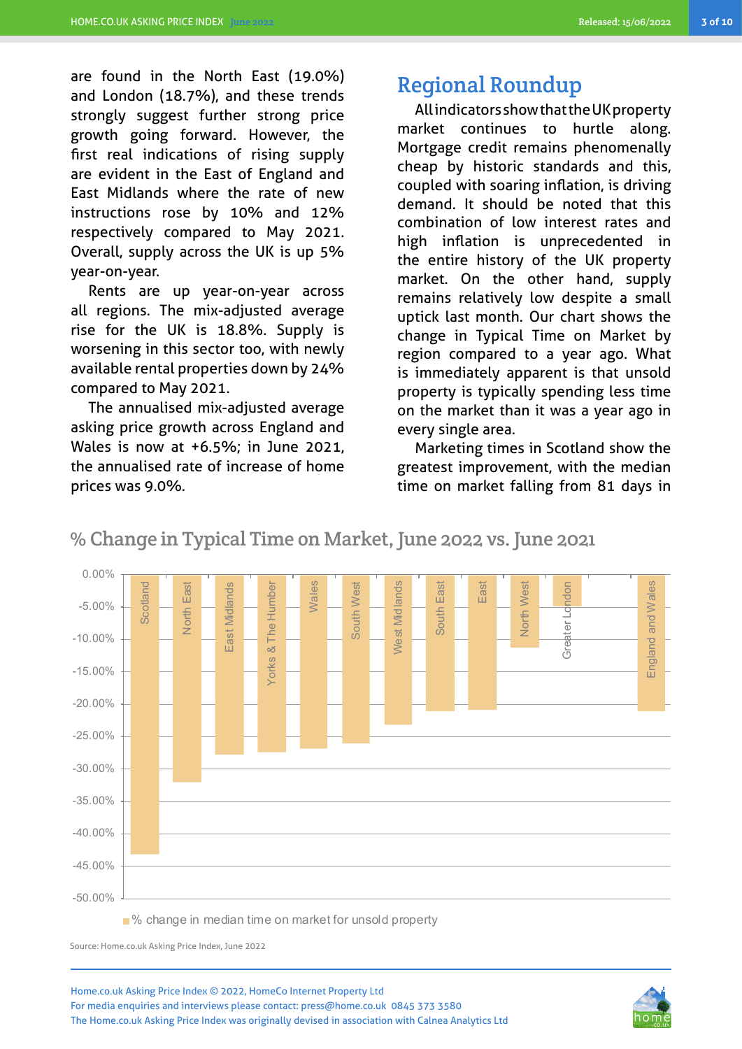are found in the North East (19.0%) and London (18.7%), and these trends strongly suggest further strong price growth going forward. However, the first real indications of rising supply are evident in the East of England and East Midlands where the rate of new instructions rose by 10% and 12% respectively compared to May 2021. Overall, supply across the UK is up 5% year-on-year.

Rents are up year-on-year across all regions. The mix-adjusted average rise for the UK is 18.8%. Supply is worsening in this sector too, with newly available rental properties down by 24% compared to May 2021.

The annualised mix-adjusted average asking price growth across England and Wales is now at +6.5%; in June 2021, the annualised rate of increase of home prices was 9.0%.

## Regional Roundup

All indicators show that the UK property market continues to hurtle along. Mortgage credit remains phenomenally cheap by historic standards and this, coupled with soaring inflation, is driving demand. It should be noted that this combination of low interest rates and high inflation is unprecedented in the entire history of the UK property market. On the other hand, supply remains relatively low despite a small uptick last month. Our chart shows the change in Typical Time on Market by region compared to a year ago. What is immediately apparent is that unsold property is typically spending less time on the market than it was a year ago in every single area.

Marketing times in Scotland show the greatest improvement, with the median time on market falling from 81 days in

### % Change in Typical Time on Market, June 2022 vs. June 2021

Bar chart: % change in median time on market for unsold property (y-axis from 0.00% to -50.00%). Regions shown: Scotland, North East, East Midlands, Yorks & The Humber, Wales, South West, West Midlands, South East, East, North West, Greater London, England and Wales.

Source: Home.co.uk Asking Price Index, June 2022

Home.co.uk Asking Price Index © 2022, HomeCo Internet Property Ltd
For media enquiries and interviews please contact: press@home.co.uk 0845 373 3580
The Home.co.uk Asking Price Index was originally devised in association with Calnea Analytics Ltd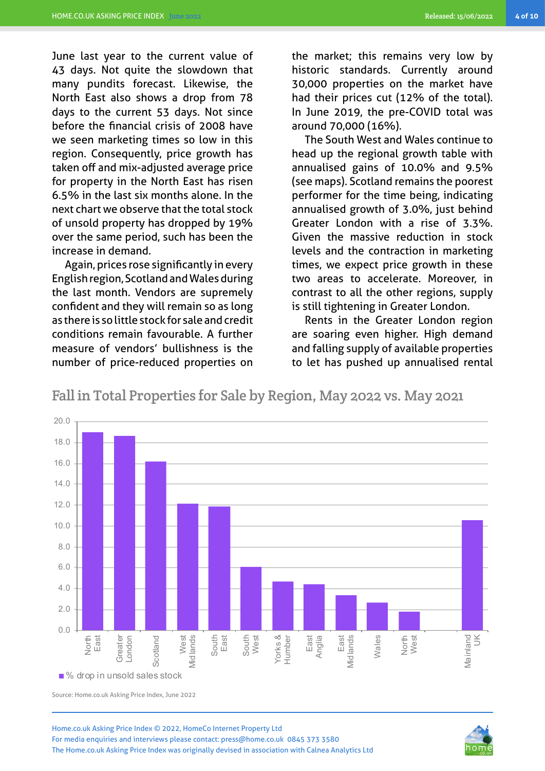June last year to the current value of 43 days. Not quite the slowdown that many pundits forecast. Likewise, the North East also shows a drop from 78 days to the current 53 days. Not since before the financial crisis of 2008 have we seen marketing times so low in this region. Consequently, price growth has taken off and mix-adjusted average price for property in the North East has risen 6.5% in the last six months alone. In the next chart we observe that the total stock of unsold property has dropped by 19% over the same period, such has been the increase in demand.

Again, prices rose significantly in every English region, Scotland and Wales during the last month. Vendors are supremely confident and they will remain so as long as there is so little stock for sale and credit conditions remain favourable. A further measure of vendors' bullishness is the number of price-reduced properties on the market; this remains very low by historic standards. Currently around 30,000 properties on the market have had their prices cut (12% of the total). In June 2019, the pre-COVID total was around 70,000 (16%).

The South West and Wales continue to head up the regional growth table with annualised gains of 10.0% and 9.5% (see maps). Scotland remains the poorest performer for the time being, indicating annualised growth of 3.0%, just behind Greater London with a rise of 3.3%. Given the massive reduction in stock levels and the contraction in marketing times, we expect price growth in these two areas to accelerate. Moreover, in contrast to all the other regions, supply is still tightening in Greater London.

Rents in the Greater London region are soaring even higher. High demand and falling supply of available properties to let has pushed up annualised rental

## Fall in Total Properties for Sale by Region, May 2022 vs. May 2021

| Region | % drop in unsold sales stock |
|---|---|
| North East | 19.0 |
| Greater London | 18.6 |
| Scotland | 16.2 |
| West Midlands | 12.1 |
| South East | 11.8 |
| South West | 6.0 |
| Yorks & Humber | 4.6 |
| East Anglia | 4.4 |
| East Midlands | 3.3 |
| Wales | 2.6 |
| North West | 1.8 |
| Mainland UK | 10.5 |

■ % drop in unsold sales stock

Source: Home.co.uk Asking Price Index, June 2022

Home.co.uk Asking Price Index © 2022, HomeCo Internet Property Ltd
For media enquiries and interviews please contact: press@home.co.uk 0845 373 3580
The Home.co.uk Asking Price Index was originally devised in association with Calnea Analytics Ltd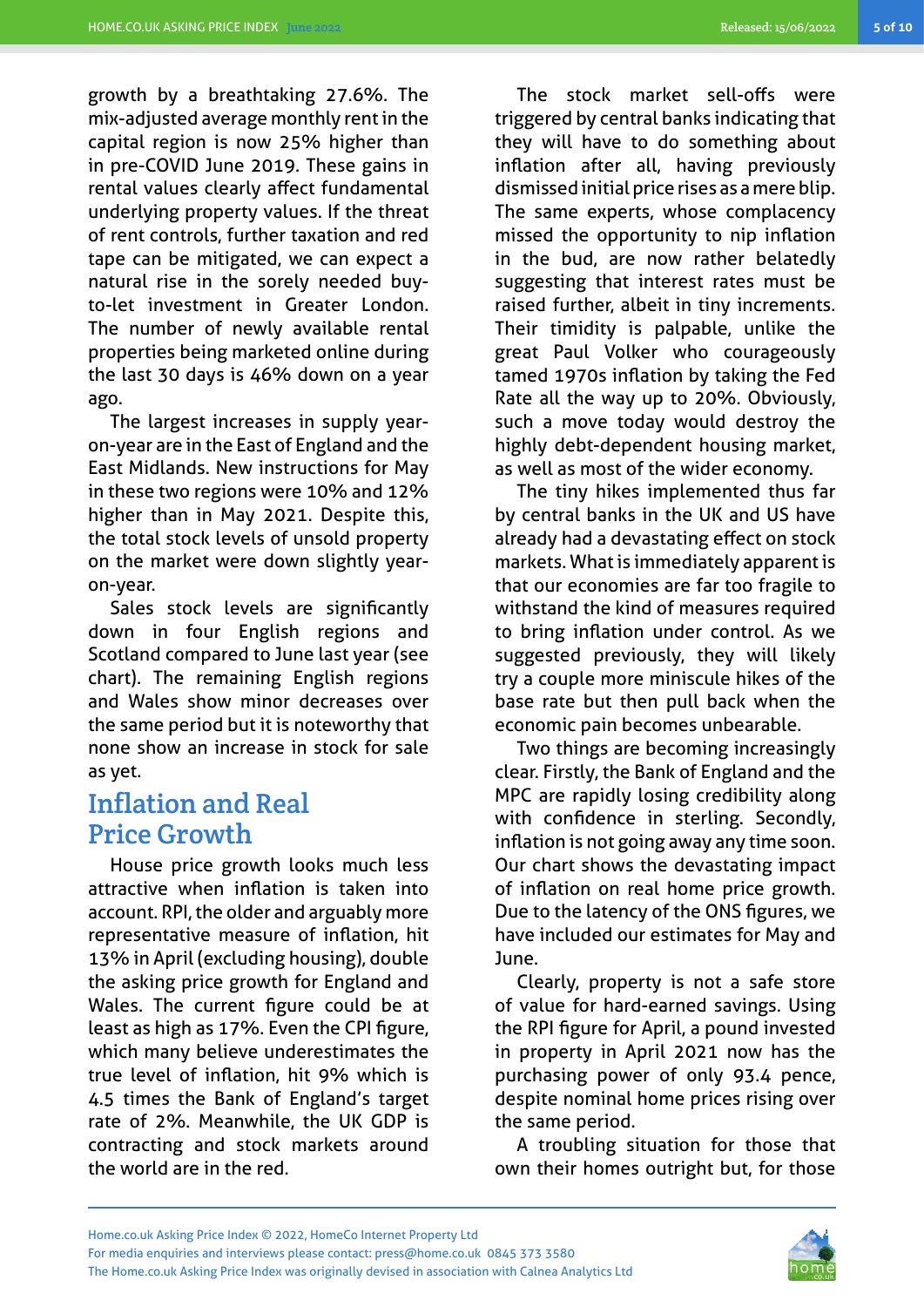growth by a breathtaking 27.6%. The mix-adjusted average monthly rent in the capital region is now 25% higher than in pre-COVID June 2019. These gains in rental values clearly affect fundamental underlying property values. If the threat of rent controls, further taxation and red tape can be mitigated, we can expect a natural rise in the sorely needed buy-to-let investment in Greater London. The number of newly available rental properties being marketed online during the last 30 days is 46% down on a year ago.

The largest increases in supply year-on-year are in the East of England and the East Midlands. New instructions for May in these two regions were 10% and 12% higher than in May 2021. Despite this, the total stock levels of unsold property on the market were down slightly year-on-year.

Sales stock levels are significantly down in four English regions and Scotland compared to June last year (see chart). The remaining English regions and Wales show minor decreases over the same period but it is noteworthy that none show an increase in stock for sale as yet.

## Inflation and Real Price Growth

House price growth looks much less attractive when inflation is taken into account. RPI, the older and arguably more representative measure of inflation, hit 13% in April (excluding housing), double the asking price growth for England and Wales. The current figure could be at least as high as 17%. Even the CPI figure, which many believe underestimates the true level of inflation, hit 9% which is 4.5 times the Bank of England's target rate of 2%. Meanwhile, the UK GDP is contracting and stock markets around the world are in the red.

The stock market sell-offs were triggered by central banks indicating that they will have to do something about inflation after all, having previously dismissed initial price rises as a mere blip. The same experts, whose complacency missed the opportunity to nip inflation in the bud, are now rather belatedly suggesting that interest rates must be raised further, albeit in tiny increments. Their timidity is palpable, unlike the great Paul Volker who courageously tamed 1970s inflation by taking the Fed Rate all the way up to 20%. Obviously, such a move today would destroy the highly debt-dependent housing market, as well as most of the wider economy.

The tiny hikes implemented thus far by central banks in the UK and US have already had a devastating effect on stock markets. What is immediately apparent is that our economies are far too fragile to withstand the kind of measures required to bring inflation under control. As we suggested previously, they will likely try a couple more miniscule hikes of the base rate but then pull back when the economic pain becomes unbearable.

Two things are becoming increasingly clear. Firstly, the Bank of England and the MPC are rapidly losing credibility along with confidence in sterling. Secondly, inflation is not going away any time soon. Our chart shows the devastating impact of inflation on real home price growth. Due to the latency of the ONS figures, we have included our estimates for May and June.

Clearly, property is not a safe store of value for hard-earned savings. Using the RPI figure for April, a pound invested in property in April 2021 now has the purchasing power of only 93.4 pence, despite nominal home prices rising over the same period.

A troubling situation for those that own their homes outright but, for those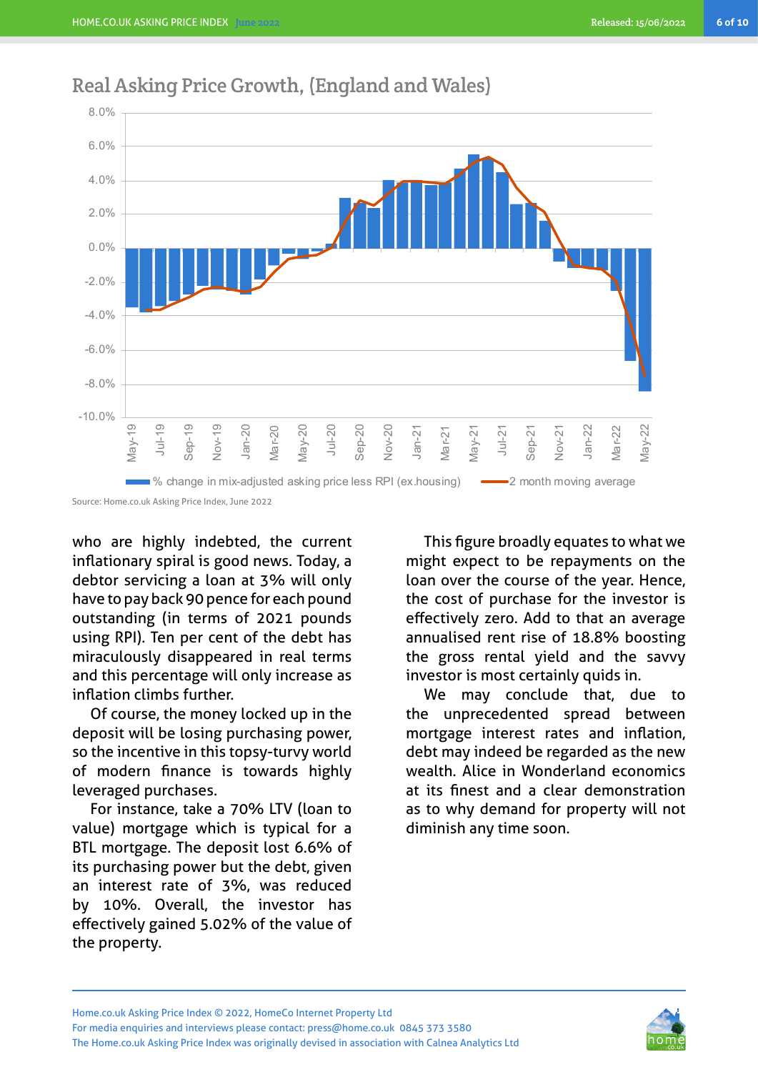## Real Asking Price Growth, (England and Wales)

Source: Home.co.uk Asking Price Index, June 2022

who are highly indebted, the current inflationary spiral is good news. Today, a debtor servicing a loan at 3% will only have to pay back 90 pence for each pound outstanding (in terms of 2021 pounds using RPI). Ten per cent of the debt has miraculously disappeared in real terms and this percentage will only increase as inflation climbs further.

Of course, the money locked up in the deposit will be losing purchasing power, so the incentive in this topsy-turvy world of modern finance is towards highly leveraged purchases.

For instance, take a 70% LTV (loan to value) mortgage which is typical for a BTL mortgage. The deposit lost 6.6% of its purchasing power but the debt, given an interest rate of 3%, was reduced by 10%. Overall, the investor has effectively gained 5.02% of the value of the property.

This figure broadly equates to what we might expect to be repayments on the loan over the course of the year. Hence, the cost of purchase for the investor is effectively zero. Add to that an average annualised rent rise of 18.8% boosting the gross rental yield and the savvy investor is most certainly quids in.

We may conclude that, due to the unprecedented spread between mortgage interest rates and inflation, debt may indeed be regarded as the new wealth. Alice in Wonderland economics at its finest and a clear demonstration as to why demand for property will not diminish any time soon.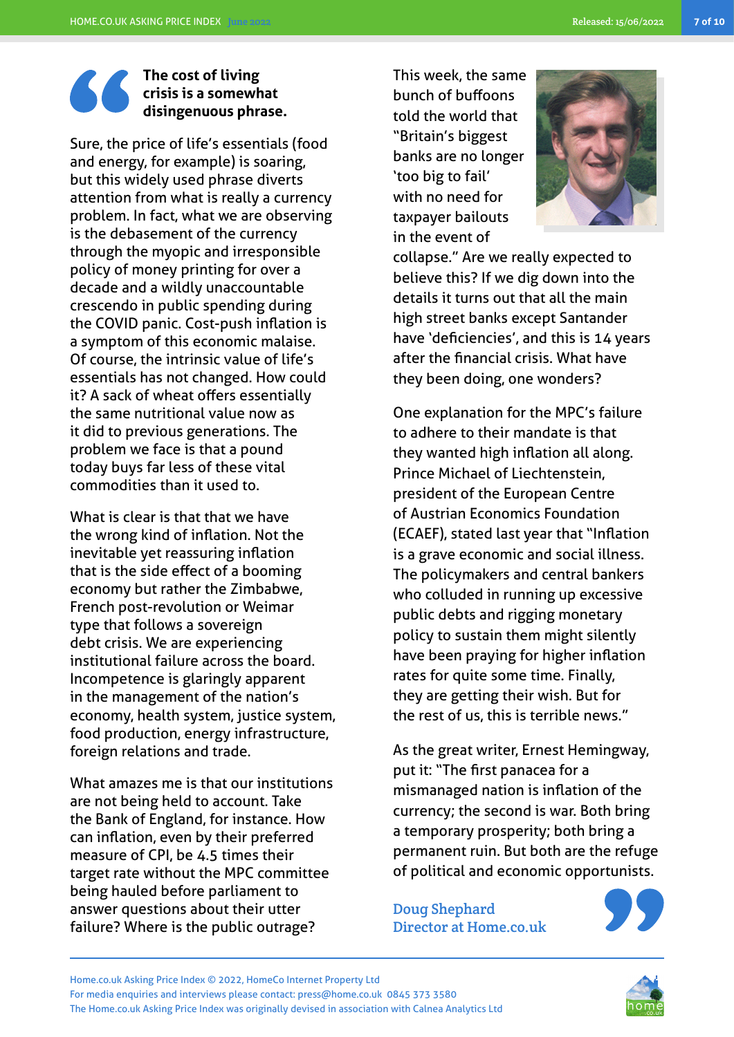**The cost of living crisis is a somewhat disingenuous phrase.**

Sure, the price of life's essentials (food and energy, for example) is soaring, but this widely used phrase diverts attention from what is really a currency problem. In fact, what we are observing is the debasement of the currency through the myopic and irresponsible policy of money printing for over a decade and a wildly unaccountable crescendo in public spending during the COVID panic. Cost-push inflation is a symptom of this economic malaise. Of course, the intrinsic value of life's essentials has not changed. How could it? A sack of wheat offers essentially the same nutritional value now as it did to previous generations. The problem we face is that a pound today buys far less of these vital commodities than it used to.

What is clear is that that we have the wrong kind of inflation. Not the inevitable yet reassuring inflation that is the side effect of a booming economy but rather the Zimbabwe, French post-revolution or Weimar type that follows a sovereign debt crisis. We are experiencing institutional failure across the board. Incompetence is glaringly apparent in the management of the nation's economy, health system, justice system, food production, energy infrastructure, foreign relations and trade.

What amazes me is that our institutions are not being held to account. Take the Bank of England, for instance. How can inflation, even by their preferred measure of CPI, be 4.5 times their target rate without the MPC committee being hauled before parliament to answer questions about their utter failure? Where is the public outrage?

This week, the same bunch of buffoons told the world that "Britain's biggest banks are no longer 'too big to fail' with no need for taxpayer bailouts in the event of collapse." Are we really expected to believe this? If we dig down into the details it turns out that all the main high street banks except Santander have 'deficiencies', and this is 14 years after the financial crisis. What have they been doing, one wonders?

One explanation for the MPC's failure to adhere to their mandate is that they wanted high inflation all along. Prince Michael of Liechtenstein, president of the European Centre of Austrian Economics Foundation (ECAEF), stated last year that "Inflation is a grave economic and social illness. The policymakers and central bankers who colluded in running up excessive public debts and rigging monetary policy to sustain them might silently have been praying for higher inflation rates for quite some time. Finally, they are getting their wish. But for the rest of us, this is terrible news."

As the great writer, Ernest Hemingway, put it: "The first panacea for a mismanaged nation is inflation of the currency; the second is war. Both bring a temporary prosperity; both bring a permanent ruin. But both are the refuge of political and economic opportunists.

Doug Shephard
Director at Home.co.uk

Home.co.uk Asking Price Index © 2022, HomeCo Internet Property Ltd
For media enquiries and interviews please contact: press@home.co.uk 0845 373 3580
The Home.co.uk Asking Price Index was originally devised in association with Calnea Analytics Ltd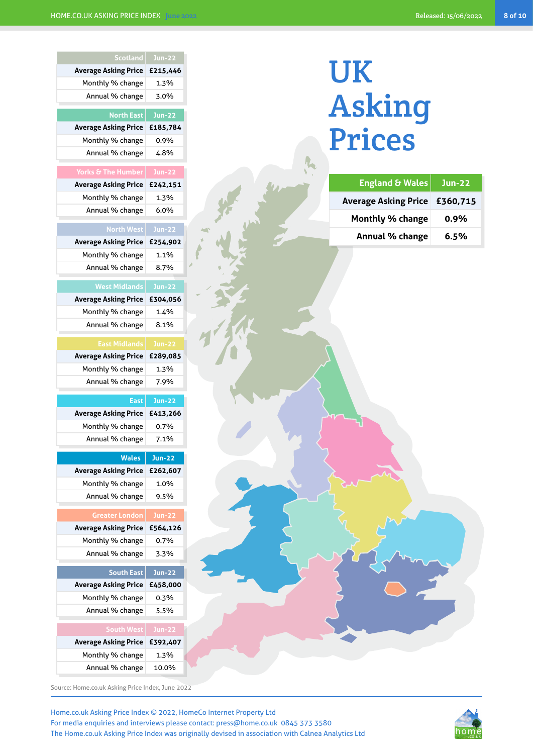# UK Asking Prices

| England & Wales | Jun-22 |
|---|---|
| Average Asking Price | £360,715 |
| Monthly % change | 0.9% |
| Annual % change | 6.5% |

| Scotland | Jun-22 |
|---|---|
| Average Asking Price | £215,446 |
| Monthly % change | 1.3% |
| Annual % change | 3.0% |

| North East | Jun-22 |
|---|---|
| Average Asking Price | £185,784 |
| Monthly % change | 0.9% |
| Annual % change | 4.8% |

| Yorks & The Humber | Jun-22 |
|---|---|
| Average Asking Price | £242,151 |
| Monthly % change | 1.3% |
| Annual % change | 6.0% |

| North West | Jun-22 |
|---|---|
| Average Asking Price | £254,902 |
| Monthly % change | 1.1% |
| Annual % change | 8.7% |

| West Midlands | Jun-22 |
|---|---|
| Average Asking Price | £304,056 |
| Monthly % change | 1.4% |
| Annual % change | 8.1% |

| East Midlands | Jun-22 |
|---|---|
| Average Asking Price | £289,085 |
| Monthly % change | 1.3% |
| Annual % change | 7.9% |

| East | Jun-22 |
|---|---|
| Average Asking Price | £413,266 |
| Monthly % change | 0.7% |
| Annual % change | 7.1% |

| Wales | Jun-22 |
|---|---|
| Average Asking Price | £262,607 |
| Monthly % change | 1.0% |
| Annual % change | 9.5% |

| Greater London | Jun-22 |
|---|---|
| Average Asking Price | £564,126 |
| Monthly % change | 0.7% |
| Annual % change | 3.3% |

| South East | Jun-22 |
|---|---|
| Average Asking Price | £458,000 |
| Monthly % change | 0.3% |
| Annual % change | 5.5% |

| South West | Jun-22 |
|---|---|
| Average Asking Price | £392,407 |
| Monthly % change | 1.3% |
| Annual % change | 10.0% |

Source: Home.co.uk Asking Price Index, June 2022

Home.co.uk Asking Price Index © 2022, HomeCo Internet Property Ltd
For media enquiries and interviews please contact: press@home.co.uk 0845 373 3580
The Home.co.uk Asking Price Index was originally devised in association with Calnea Analytics Ltd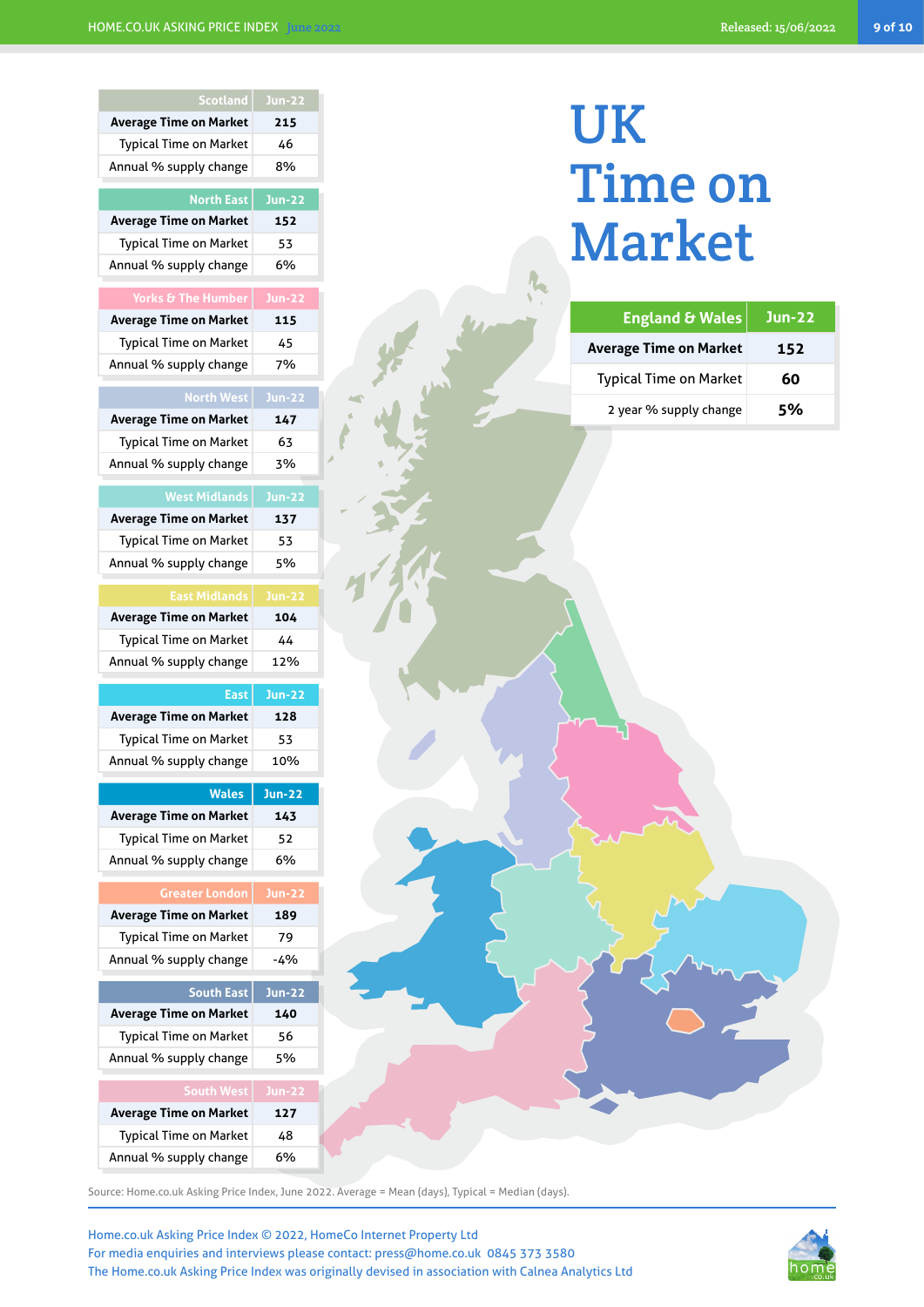# UK Time on Market

| England & Wales | Jun-22 |
|---|---|
| Average Time on Market | 152 |
| Typical Time on Market | 60 |
| 2 year % supply change | 5% |

| Scotland | Jun-22 |
|---|---|
| Average Time on Market | 215 |
| Typical Time on Market | 46 |
| Annual % supply change | 8% |

| North East | Jun-22 |
|---|---|
| Average Time on Market | 152 |
| Typical Time on Market | 53 |
| Annual % supply change | 6% |

| Yorks & The Humber | Jun-22 |
|---|---|
| Average Time on Market | 115 |
| Typical Time on Market | 45 |
| Annual % supply change | 7% |

| North West | Jun-22 |
|---|---|
| Average Time on Market | 147 |
| Typical Time on Market | 63 |
| Annual % supply change | 3% |

| West Midlands | Jun-22 |
|---|---|
| Average Time on Market | 137 |
| Typical Time on Market | 53 |
| Annual % supply change | 5% |

| East Midlands | Jun-22 |
|---|---|
| Average Time on Market | 104 |
| Typical Time on Market | 44 |
| Annual % supply change | 12% |

| East | Jun-22 |
|---|---|
| Average Time on Market | 128 |
| Typical Time on Market | 53 |
| Annual % supply change | 10% |

| Wales | Jun-22 |
|---|---|
| Average Time on Market | 143 |
| Typical Time on Market | 52 |
| Annual % supply change | 6% |

| Greater London | Jun-22 |
|---|---|
| Average Time on Market | 189 |
| Typical Time on Market | 79 |
| Annual % supply change | -4% |

| South East | Jun-22 |
|---|---|
| Average Time on Market | 140 |
| Typical Time on Market | 56 |
| Annual % supply change | 5% |

| South West | Jun-22 |
|---|---|
| Average Time on Market | 127 |
| Typical Time on Market | 48 |
| Annual % supply change | 6% |

Source: Home.co.uk Asking Price Index, June 2022. Average = Mean (days), Typical = Median (days).

Home.co.uk Asking Price Index © 2022, HomeCo Internet Property Ltd
For media enquiries and interviews please contact: press@home.co.uk 0845 373 3580
The Home.co.uk Asking Price Index was originally devised in association with Calnea Analytics Ltd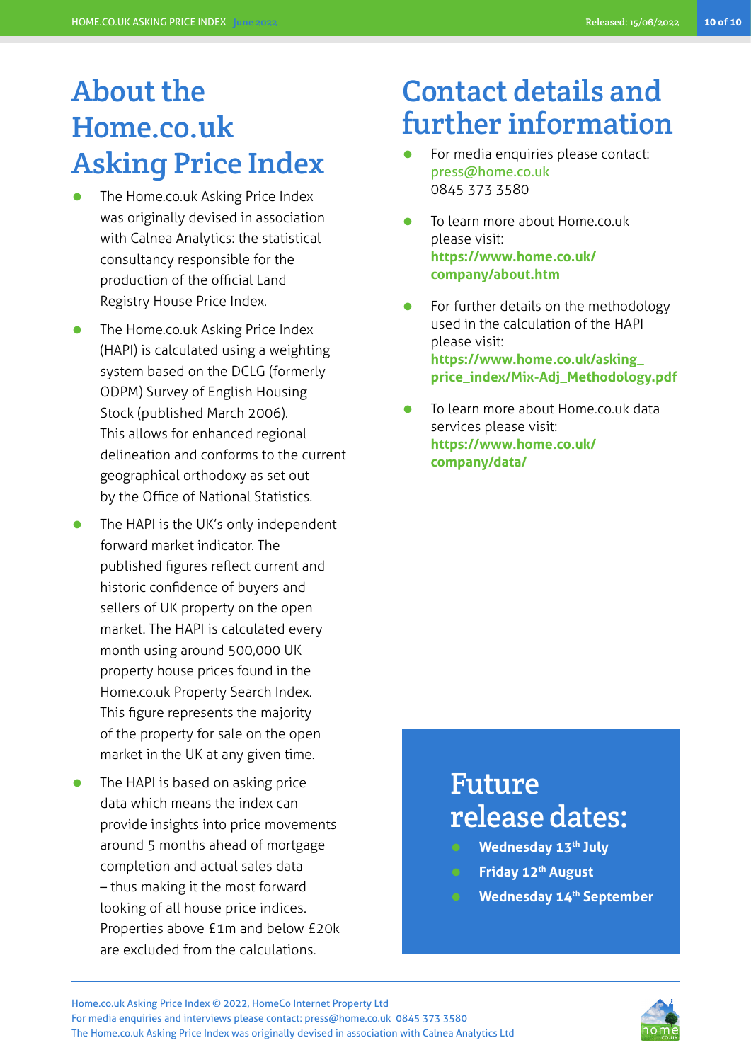# About the Home.co.uk Asking Price Index

- The Home.co.uk Asking Price Index was originally devised in association with Calnea Analytics: the statistical consultancy responsible for the production of the official Land Registry House Price Index.
- The Home.co.uk Asking Price Index (HAPI) is calculated using a weighting system based on the DCLG (formerly ODPM) Survey of English Housing Stock (published March 2006). This allows for enhanced regional delineation and conforms to the current geographical orthodoxy as set out by the Office of National Statistics.
- The HAPI is the UK's only independent forward market indicator. The published figures reflect current and historic confidence of buyers and sellers of UK property on the open market. The HAPI is calculated every month using around 500,000 UK property house prices found in the Home.co.uk Property Search Index. This figure represents the majority of the property for sale on the open market in the UK at any given time.
- The HAPI is based on asking price data which means the index can provide insights into price movements around 5 months ahead of mortgage completion and actual sales data – thus making it the most forward looking of all house price indices. Properties above £1m and below £20k are excluded from the calculations.

# Contact details and further information

- For media enquiries please contact: press@home.co.uk 0845 373 3580
- To learn more about Home.co.uk please visit: **https://www.home.co.uk/company/about.htm**
- For further details on the methodology used in the calculation of the HAPI please visit: **https://www.home.co.uk/asking_price_index/Mix-Adj_Methodology.pdf**
- To learn more about Home.co.uk data services please visit: **https://www.home.co.uk/company/data/**

## Future release dates:

- **Wednesday 13th July**
- **Friday 12th August**
- **Wednesday 14th September**

Home.co.uk Asking Price Index © 2022, HomeCo Internet Property Ltd
For media enquiries and interviews please contact: press@home.co.uk 0845 373 3580
The Home.co.uk Asking Price Index was originally devised in association with Calnea Analytics Ltd